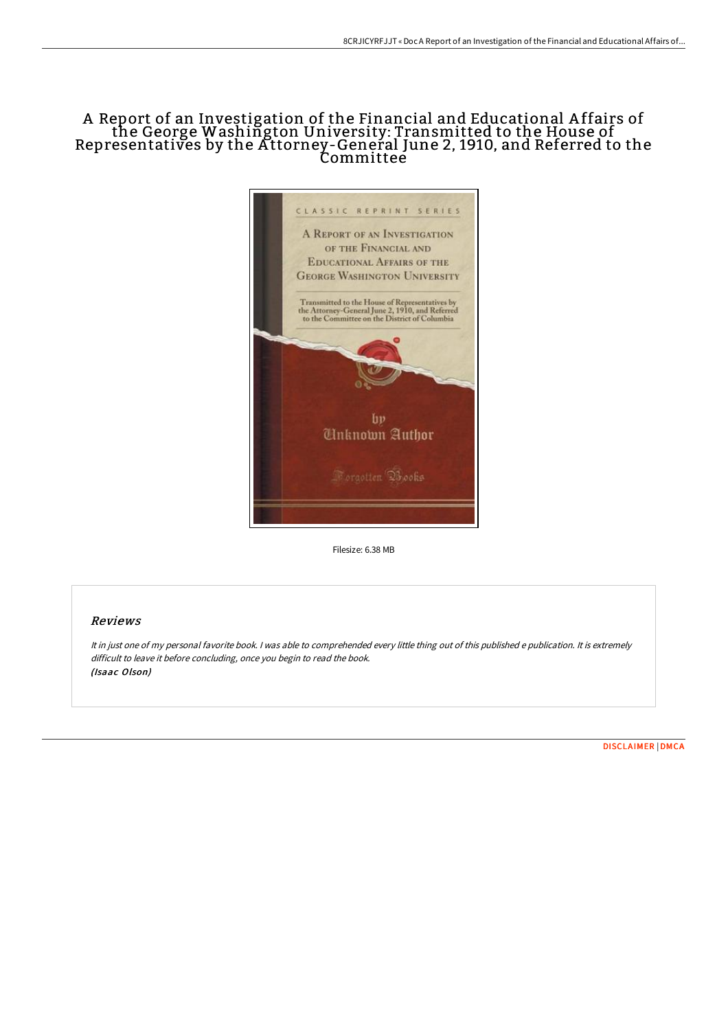# A Report of an Investigation of the Financial and Educational Affairs of the George Washington University: Transmitted to the House of Representatives by the Attorney-General June 2, 1910, and Referred to the Committee

Filesize: 6.38 MB

## Reviews

*It in just one of my personal favorite book. I was able to comprehended every little thing out of this published e publication. It is extremely difficult to leave it before concluding, once you begin to read the book.*
*(Isaac Olson)*

DISCLAIMER | DMCA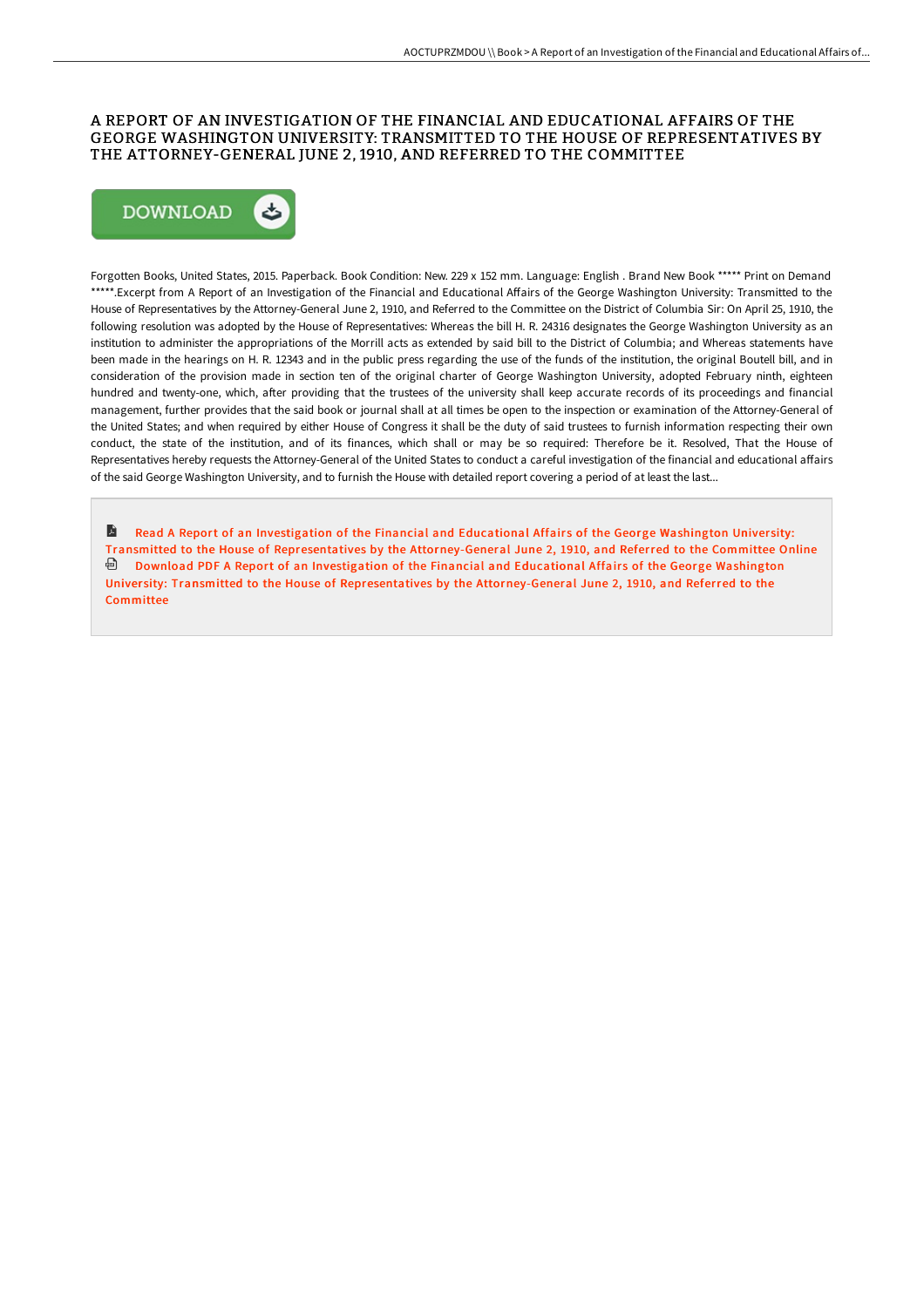# A REPORT OF AN INVESTIGATION OF THE FINANCIAL AND EDUCATIONAL AFFAIRS OF THE GEORGE WASHINGTON UNIVERSITY: TRANSMITTED TO THE HOUSE OF REPRESENTATIVES BY THE ATTORNEY-GENERAL JUNE 2, 1910, AND REFERRED TO THE COMMITTEE

DOWNLOAD

Forgotten Books, United States, 2015. Paperback. Book Condition: New. 229 x 152 mm. Language: English . Brand New Book ***** Print on Demand *****.Excerpt from A Report of an Investigation of the Financial and Educational Affairs of the George Washington University: Transmitted to the House of Representatives by the Attorney-General June 2, 1910, and Referred to the Committee on the District of Columbia Sir: On April 25, 1910, the following resolution was adopted by the House of Representatives: Whereas the bill H. R. 24316 designates the George Washington University as an institution to administer the appropriations of the Morrill acts as extended by said bill to the District of Columbia; and Whereas statements have been made in the hearings on H. R. 12343 and in the public press regarding the use of the funds of the institution, the original Boutell bill, and in consideration of the provision made in section ten of the original charter of George Washington University, adopted February ninth, eighteen hundred and twenty-one, which, after providing that the trustees of the university shall keep accurate records of its proceedings and financial management, further provides that the said book or journal shall at all times be open to the inspection or examination of the Attorney-General of the United States; and when required by either House of Congress it shall be the duty of said trustees to furnish information respecting their own conduct, the state of the institution, and of its finances, which shall or may be so required: Therefore be it. Resolved, That the House of Representatives hereby requests the Attorney-General of the United States to conduct a careful investigation of the financial and educational affairs of the said George Washington University, and to furnish the House with detailed report covering a period of at least the last...

Read A Report of an Investigation of the Financial and Educational Affairs of the George Washington University: Transmitted to the House of Representatives by the Attorney-General June 2, 1910, and Referred to the Committee Online

Download PDF A Report of an Investigation of the Financial and Educational Affairs of the George Washington University: Transmitted to the House of Representatives by the Attorney-General June 2, 1910, and Referred to the Committee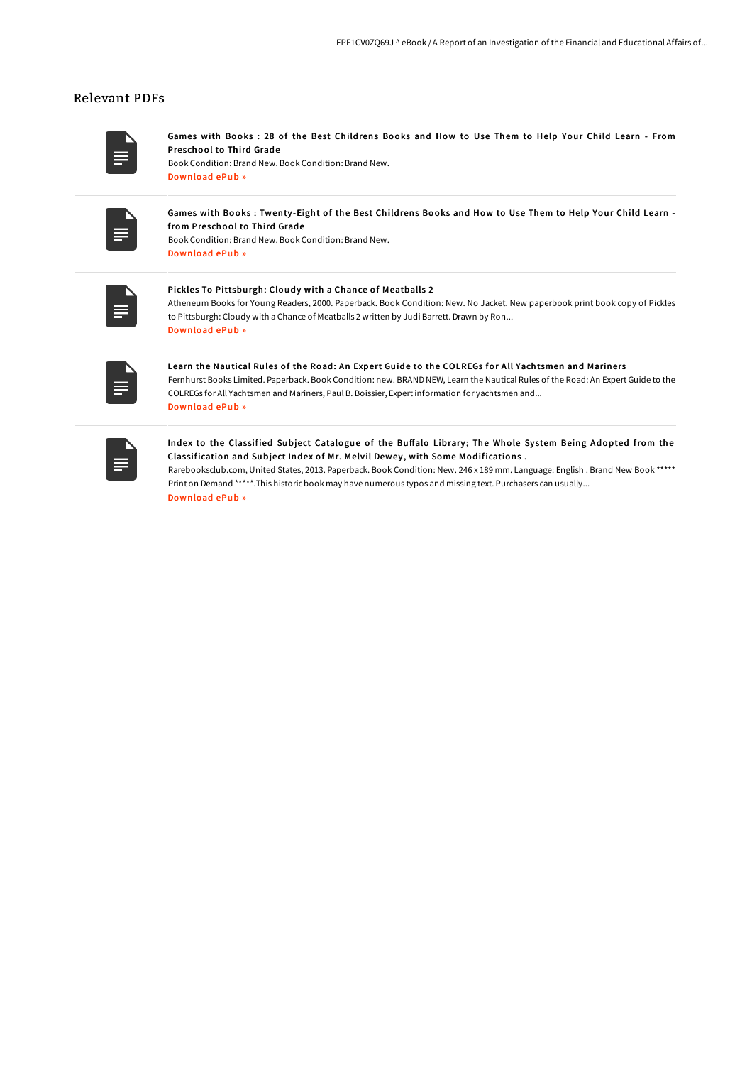## Relevant PDFs

**Games with Books : 28 of the Best Childrens Books and How to Use Them to Help Your Child Learn - From Preschool to Third Grade**
Book Condition: Brand New. Book Condition: Brand New.
Download ePub »

**Games with Books : Twenty-Eight of the Best Childrens Books and How to Use Them to Help Your Child Learn - from Preschool to Third Grade**
Book Condition: Brand New. Book Condition: Brand New.
Download ePub »

**Pickles To Pittsburgh: Cloudy with a Chance of Meatballs 2**
Atheneum Books for Young Readers, 2000. Paperback. Book Condition: New. No Jacket. New paperbook print book copy of Pickles to Pittsburgh: Cloudy with a Chance of Meatballs 2 written by Judi Barrett. Drawn by Ron...
Download ePub »

**Learn the Nautical Rules of the Road: An Expert Guide to the COLREGs for All Yachtsmen and Mariners**
Fernhurst Books Limited. Paperback. Book Condition: new. BRAND NEW, Learn the Nautical Rules of the Road: An Expert Guide to the COLREGs for All Yachtsmen and Mariners, Paul B. Boissier, Expert information for yachtsmen and...
Download ePub »

**Index to the Classified Subject Catalogue of the Buffalo Library; The Whole System Being Adopted from the Classification and Subject Index of Mr. Melvil Dewey, with Some Modifications .**
Rarebooksclub.com, United States, 2013. Paperback. Book Condition: New. 246 x 189 mm. Language: English . Brand New Book ***** Print on Demand *****.This historic book may have numerous typos and missing text. Purchasers can usually...
Download ePub »